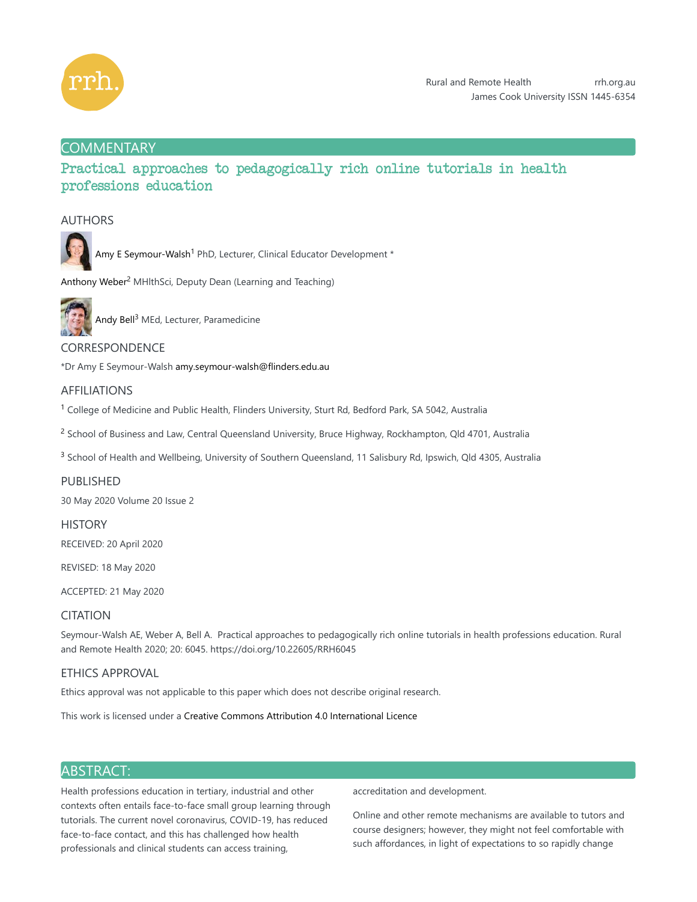## COMMENTARY

# Practical approaches to pedagogically rich online tutorials in health professions education

## AUTHORS

Amy E Seymour-Walsh[1] PhD, Lecturer, Clinical Educator Development *

Anthony Weber[2] MHlthSci, Deputy Dean (Learning and Teaching)

Andy Bell[3] MEd, Lecturer, Paramedicine

## CORRESPONDENCE

*Dr Amy E Seymour-Walsh amy.seymour-walsh@flinders.edu.au

## AFFILIATIONS

[1] College of Medicine and Public Health, Flinders University, Sturt Rd, Bedford Park, SA 5042, Australia

[2] School of Business and Law, Central Queensland University, Bruce Highway, Rockhampton, Qld 4701, Australia

[3] School of Health and Wellbeing, University of Southern Queensland, 11 Salisbury Rd, Ipswich, Qld 4305, Australia

## PUBLISHED

30 May 2020 Volume 20 Issue 2

## HISTORY

RECEIVED: 20 April 2020

REVISED: 18 May 2020

ACCEPTED: 21 May 2020

## CITATION

Seymour-Walsh AE, Weber A, Bell A. Practical approaches to pedagogically rich online tutorials in health professions education. Rural and Remote Health 2020; 20: 6045. https://doi.org/10.22605/RRH6045

## ETHICS APPROVAL

Ethics approval was not applicable to this paper which does not describe original research.

This work is licensed under a Creative Commons Attribution 4.0 International Licence

## ABSTRACT:

Health professions education in tertiary, industrial and other contexts often entails face-to-face small group learning through tutorials. The current novel coronavirus, COVID-19, has reduced face-to-face contact, and this has challenged how health professionals and clinical students can access training, accreditation and development.

Online and other remote mechanisms are available to tutors and course designers; however, they might not feel comfortable with such affordances, in light of expectations to so rapidly change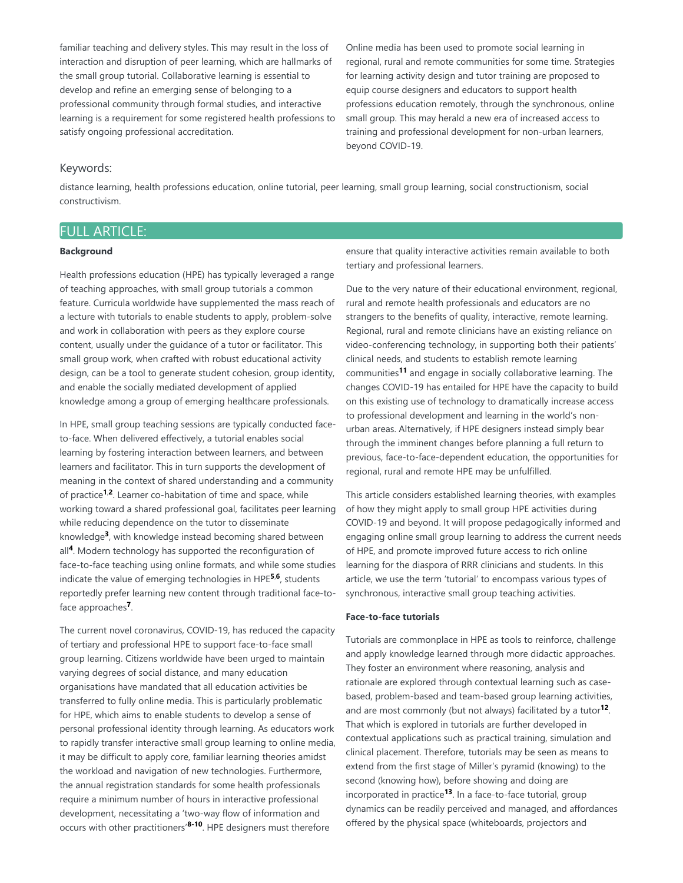familiar teaching and delivery styles. This may result in the loss of interaction and disruption of peer learning, which are hallmarks of the small group tutorial. Collaborative learning is essential to develop and refine an emerging sense of belonging to a professional community through formal studies, and interactive learning is a requirement for some registered health professions to satisfy ongoing professional accreditation.

Online media has been used to promote social learning in regional, rural and remote communities for some time. Strategies for learning activity design and tutor training are proposed to equip course designers and educators to support health professions education remotely, through the synchronous, online small group. This may herald a new era of increased access to training and professional development for non-urban learners, beyond COVID-19.

### Keywords:

distance learning, health professions education, online tutorial, peer learning, small group learning, social constructionism, social constructivism.

## FULL ARTICLE:

**Background**

Health professions education (HPE) has typically leveraged a range of teaching approaches, with small group tutorials a common feature. Curricula worldwide have supplemented the mass reach of a lecture with tutorials to enable students to apply, problem-solve and work in collaboration with peers as they explore course content, usually under the guidance of a tutor or facilitator. This small group work, when crafted with robust educational activity design, can be a tool to generate student cohesion, group identity, and enable the socially mediated development of applied knowledge among a group of emerging healthcare professionals.

In HPE, small group teaching sessions are typically conducted face-to-face. When delivered effectively, a tutorial enables social learning by fostering interaction between learners, and between learners and facilitator. This in turn supports the development of meaning in the context of shared understanding and a community of practice[1,2]. Learner co-habitation of time and space, while working toward a shared professional goal, facilitates peer learning while reducing dependence on the tutor to disseminate knowledge[3], with knowledge instead becoming shared between all[4]. Modern technology has supported the reconfiguration of face-to-face teaching using online formats, and while some studies indicate the value of emerging technologies in HPE[5,6], students reportedly prefer learning new content through traditional face-to-face approaches[7].

The current novel coronavirus, COVID-19, has reduced the capacity of tertiary and professional HPE to support face-to-face small group learning. Citizens worldwide have been urged to maintain varying degrees of social distance, and many education organisations have mandated that all education activities be transferred to fully online media. This is particularly problematic for HPE, which aims to enable students to develop a sense of personal professional identity through learning. As educators work to rapidly transfer interactive small group learning to online media, it may be difficult to apply core, familiar learning theories amidst the workload and navigation of new technologies. Furthermore, the annual registration standards for some health professionals require a minimum number of hours in interactive professional development, necessitating a 'two-way flow of information and occurs with other practitioners'[8-10]. HPE designers must therefore ensure that quality interactive activities remain available to both tertiary and professional learners.

Due to the very nature of their educational environment, regional, rural and remote health professionals and educators are no strangers to the benefits of quality, interactive, remote learning. Regional, rural and remote clinicians have an existing reliance on video-conferencing technology, in supporting both their patients' clinical needs, and students to establish remote learning communities[11] and engage in socially collaborative learning. The changes COVID-19 has entailed for HPE have the capacity to build on this existing use of technology to dramatically increase access to professional development and learning in the world's non-urban areas. Alternatively, if HPE designers instead simply bear through the imminent changes before planning a full return to previous, face-to-face-dependent education, the opportunities for regional, rural and remote HPE may be unfulfilled.

This article considers established learning theories, with examples of how they might apply to small group HPE activities during COVID-19 and beyond. It will propose pedagogically informed and engaging online small group learning to address the current needs of HPE, and promote improved future access to rich online learning for the diaspora of RRR clinicians and students. In this article, we use the term 'tutorial' to encompass various types of synchronous, interactive small group teaching activities.

**Face-to-face tutorials**

Tutorials are commonplace in HPE as tools to reinforce, challenge and apply knowledge learned through more didactic approaches. They foster an environment where reasoning, analysis and rationale are explored through contextual learning such as case-based, problem-based and team-based group learning activities, and are most commonly (but not always) facilitated by a tutor[12]. That which is explored in tutorials are further developed in contextual applications such as practical training, simulation and clinical placement. Therefore, tutorials may be seen as means to extend from the first stage of Miller's pyramid (knowing) to the second (knowing how), before showing and doing are incorporated in practice[13]. In a face-to-face tutorial, group dynamics can be readily perceived and managed, and affordances offered by the physical space (whiteboards, projectors and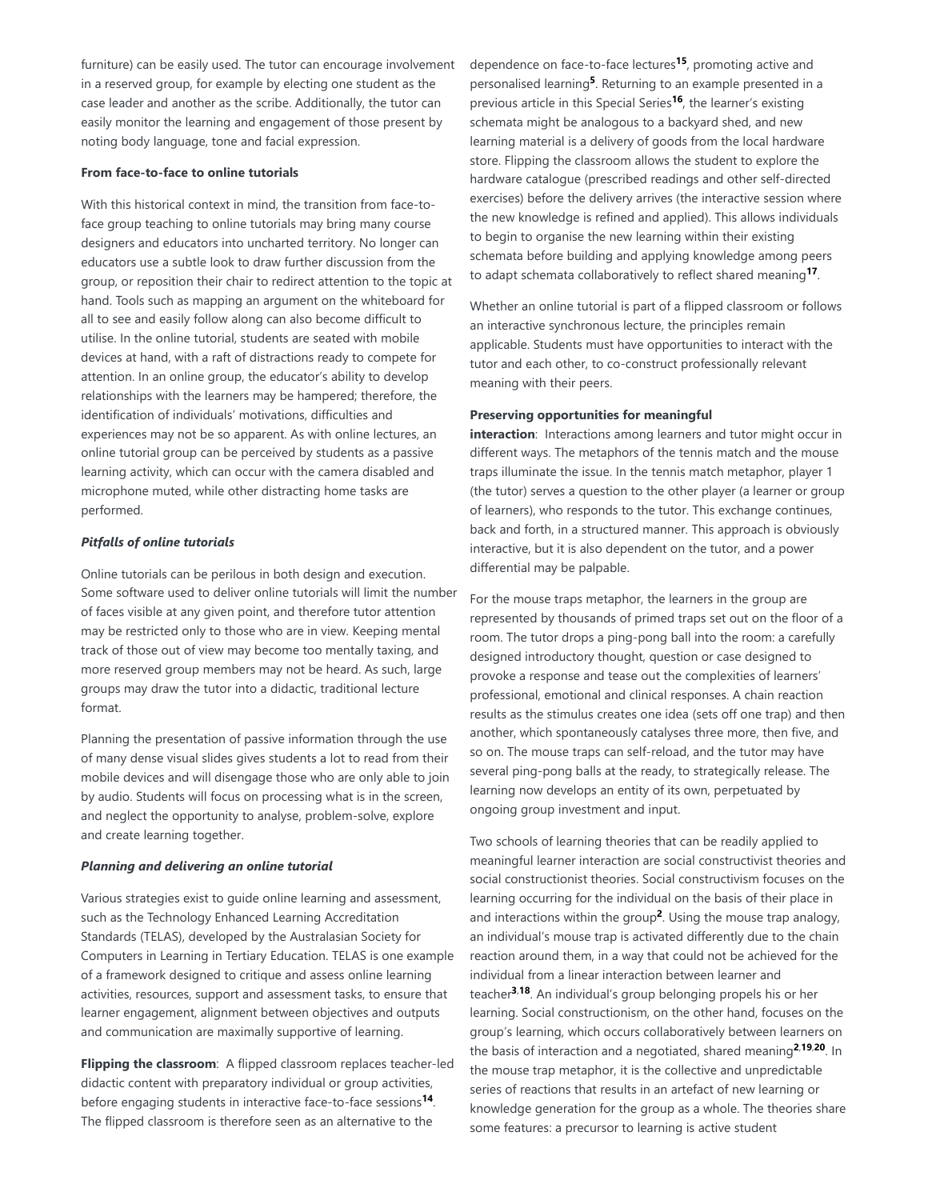furniture) can be easily used. The tutor can encourage involvement in a reserved group, for example by electing one student as the case leader and another as the scribe. Additionally, the tutor can easily monitor the learning and engagement of those present by noting body language, tone and facial expression.

**From face-to-face to online tutorials**

With this historical context in mind, the transition from face-to-face group teaching to online tutorials may bring many course designers and educators into uncharted territory. No longer can educators use a subtle look to draw further discussion from the group, or reposition their chair to redirect attention to the topic at hand. Tools such as mapping an argument on the whiteboard for all to see and easily follow along can also become difficult to utilise. In the online tutorial, students are seated with mobile devices at hand, with a raft of distractions ready to compete for attention. In an online group, the educator's ability to develop relationships with the learners may be hampered; therefore, the identification of individuals' motivations, difficulties and experiences may not be so apparent. As with online lectures, an online tutorial group can be perceived by students as a passive learning activity, which can occur with the camera disabled and microphone muted, while other distracting home tasks are performed.

***Pitfalls of online tutorials***

Online tutorials can be perilous in both design and execution. Some software used to deliver online tutorials will limit the number of faces visible at any given point, and therefore tutor attention may be restricted only to those who are in view. Keeping mental track of those out of view may become too mentally taxing, and more reserved group members may not be heard. As such, large groups may draw the tutor into a didactic, traditional lecture format.

Planning the presentation of passive information through the use of many dense visual slides gives students a lot to read from their mobile devices and will disengage those who are only able to join by audio. Students will focus on processing what is in the screen, and neglect the opportunity to analyse, problem-solve, explore and create learning together.

***Planning and delivering an online tutorial***

Various strategies exist to guide online learning and assessment, such as the Technology Enhanced Learning Accreditation Standards (TELAS), developed by the Australasian Society for Computers in Learning in Tertiary Education. TELAS is one example of a framework designed to critique and assess online learning activities, resources, support and assessment tasks, to ensure that learner engagement, alignment between objectives and outputs and communication are maximally supportive of learning.

**Flipping the classroom**: A flipped classroom replaces teacher-led didactic content with preparatory individual or group activities, before engaging students in interactive face-to-face sessions[14]. The flipped classroom is therefore seen as an alternative to the dependence on face-to-face lectures[15], promoting active and personalised learning[5]. Returning to an example presented in a previous article in this Special Series[16], the learner's existing schemata might be analogous to a backyard shed, and new learning material is a delivery of goods from the local hardware store. Flipping the classroom allows the student to explore the hardware catalogue (prescribed readings and other self-directed exercises) before the delivery arrives (the interactive session where the new knowledge is refined and applied). This allows individuals to begin to organise the new learning within their existing schemata before building and applying knowledge among peers to adapt schemata collaboratively to reflect shared meaning[17].

Whether an online tutorial is part of a flipped classroom or follows an interactive synchronous lecture, the principles remain applicable. Students must have opportunities to interact with the tutor and each other, to co-construct professionally relevant meaning with their peers.

**Preserving opportunities for meaningful interaction**: Interactions among learners and tutor might occur in different ways. The metaphors of the tennis match and the mouse traps illuminate the issue. In the tennis match metaphor, player 1 (the tutor) serves a question to the other player (a learner or group of learners), who responds to the tutor. This exchange continues, back and forth, in a structured manner. This approach is obviously interactive, but it is also dependent on the tutor, and a power differential may be palpable.

For the mouse traps metaphor, the learners in the group are represented by thousands of primed traps set out on the floor of a room. The tutor drops a ping-pong ball into the room: a carefully designed introductory thought, question or case designed to provoke a response and tease out the complexities of learners' professional, emotional and clinical responses. A chain reaction results as the stimulus creates one idea (sets off one trap) and then another, which spontaneously catalyses three more, then five, and so on. The mouse traps can self-reload, and the tutor may have several ping-pong balls at the ready, to strategically release. The learning now develops an entity of its own, perpetuated by ongoing group investment and input.

Two schools of learning theories that can be readily applied to meaningful learner interaction are social constructivist theories and social constructionist theories. Social constructivism focuses on the learning occurring for the individual on the basis of their place in and interactions within the group[2]. Using the mouse trap analogy, an individual's mouse trap is activated differently due to the chain reaction around them, in a way that could not be achieved for the individual from a linear interaction between learner and teacher[3,18]. An individual's group belonging propels his or her learning. Social constructionism, on the other hand, focuses on the group's learning, which occurs collaboratively between learners on the basis of interaction and a negotiated, shared meaning[2,19,20]. In the mouse trap metaphor, it is the collective and unpredictable series of reactions that results in an artefact of new learning or knowledge generation for the group as a whole. The theories share some features: a precursor to learning is active student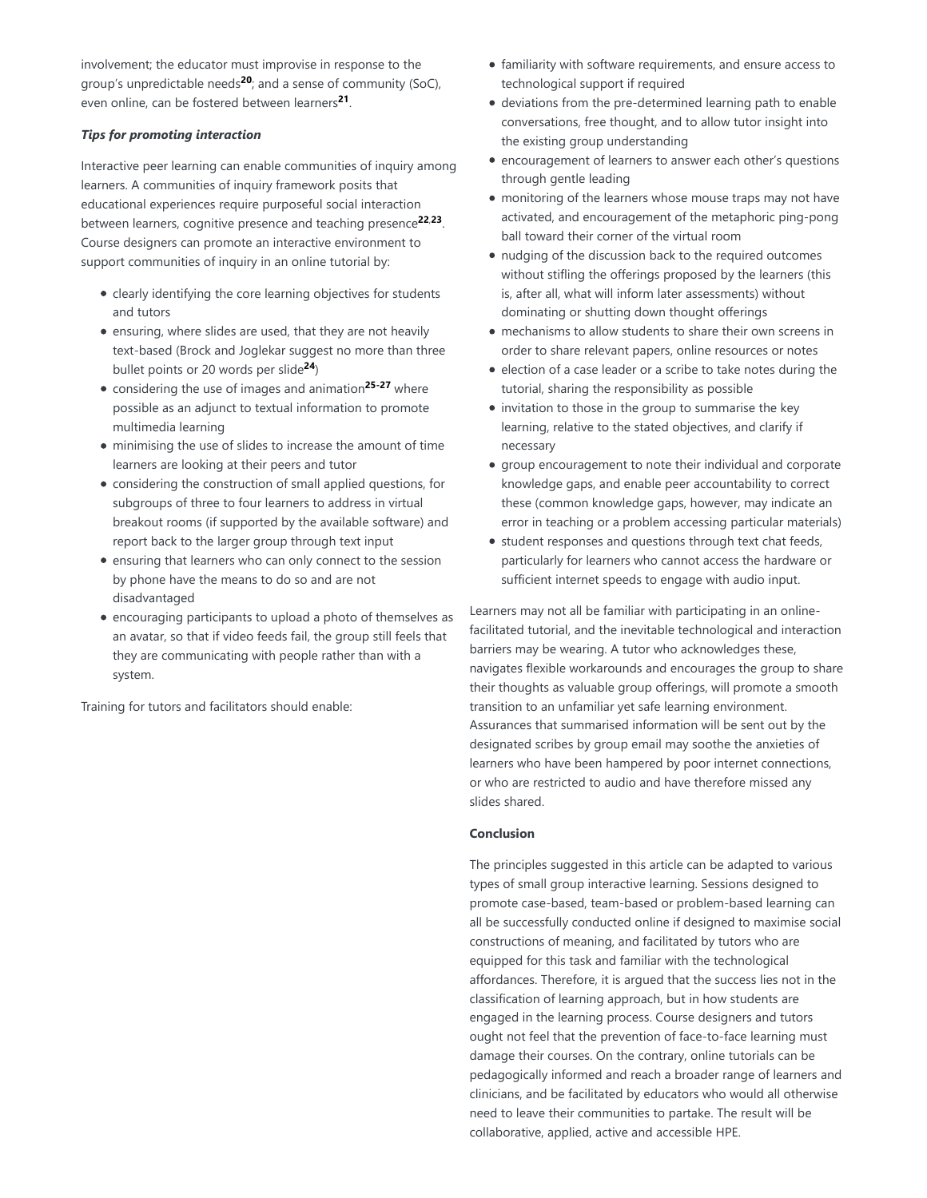involvement; the educator must improvise in response to the group's unpredictable needs[20]; and a sense of community (SoC), even online, can be fostered between learners[21].

***Tips for promoting interaction***

Interactive peer learning can enable communities of inquiry among learners. A communities of inquiry framework posits that educational experiences require purposeful social interaction between learners, cognitive presence and teaching presence[22,23]. Course designers can promote an interactive environment to support communities of inquiry in an online tutorial by:

- clearly identifying the core learning objectives for students and tutors
- ensuring, where slides are used, that they are not heavily text-based (Brock and Joglekar suggest no more than three bullet points or 20 words per slide[24])
- considering the use of images and animation[25-27] where possible as an adjunct to textual information to promote multimedia learning
- minimising the use of slides to increase the amount of time learners are looking at their peers and tutor
- considering the construction of small applied questions, for subgroups of three to four learners to address in virtual breakout rooms (if supported by the available software) and report back to the larger group through text input
- ensuring that learners who can only connect to the session by phone have the means to do so and are not disadvantaged
- encouraging participants to upload a photo of themselves as an avatar, so that if video feeds fail, the group still feels that they are communicating with people rather than with a system.

Training for tutors and facilitators should enable:

- familiarity with software requirements, and ensure access to technological support if required
- deviations from the pre-determined learning path to enable conversations, free thought, and to allow tutor insight into the existing group understanding
- encouragement of learners to answer each other's questions through gentle leading
- monitoring of the learners whose mouse traps may not have activated, and encouragement of the metaphoric ping-pong ball toward their corner of the virtual room
- nudging of the discussion back to the required outcomes without stifling the offerings proposed by the learners (this is, after all, what will inform later assessments) without dominating or shutting down thought offerings
- mechanisms to allow students to share their own screens in order to share relevant papers, online resources or notes
- election of a case leader or a scribe to take notes during the tutorial, sharing the responsibility as possible
- invitation to those in the group to summarise the key learning, relative to the stated objectives, and clarify if necessary
- group encouragement to note their individual and corporate knowledge gaps, and enable peer accountability to correct these (common knowledge gaps, however, may indicate an error in teaching or a problem accessing particular materials)
- student responses and questions through text chat feeds, particularly for learners who cannot access the hardware or sufficient internet speeds to engage with audio input.

Learners may not all be familiar with participating in an online-facilitated tutorial, and the inevitable technological and interaction barriers may be wearing. A tutor who acknowledges these, navigates flexible workarounds and encourages the group to share their thoughts as valuable group offerings, will promote a smooth transition to an unfamiliar yet safe learning environment. Assurances that summarised information will be sent out by the designated scribes by group email may soothe the anxieties of learners who have been hampered by poor internet connections, or who are restricted to audio and have therefore missed any slides shared.

**Conclusion**

The principles suggested in this article can be adapted to various types of small group interactive learning. Sessions designed to promote case-based, team-based or problem-based learning can all be successfully conducted online if designed to maximise social constructions of meaning, and facilitated by tutors who are equipped for this task and familiar with the technological affordances. Therefore, it is argued that the success lies not in the classification of learning approach, but in how students are engaged in the learning process. Course designers and tutors ought not feel that the prevention of face-to-face learning must damage their courses. On the contrary, online tutorials can be pedagogically informed and reach a broader range of learners and clinicians, and be facilitated by educators who would all otherwise need to leave their communities to partake. The result will be collaborative, applied, active and accessible HPE.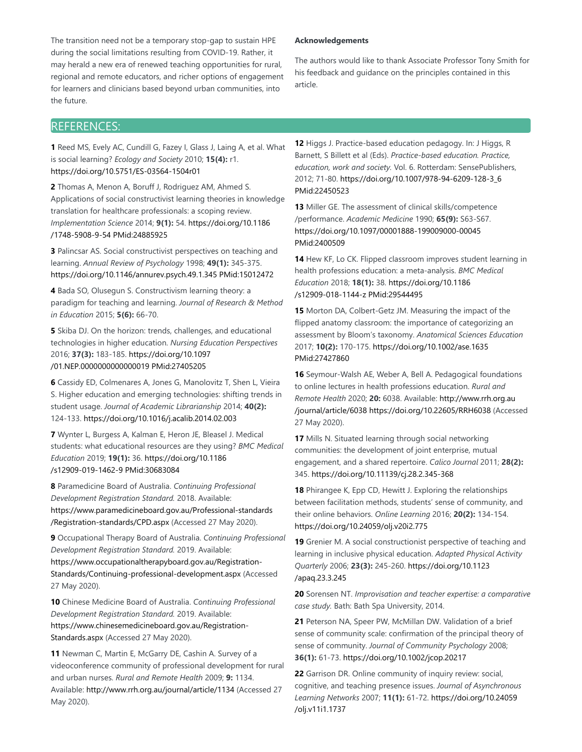The transition need not be a temporary stop-gap to sustain HPE during the social limitations resulting from COVID-19. Rather, it may herald a new era of renewed teaching opportunities for rural, regional and remote educators, and richer options of engagement for learners and clinicians based beyond urban communities, into the future.

**Acknowledgements**

The authors would like to thank Associate Professor Tony Smith for his feedback and guidance on the principles contained in this article.

## REFERENCES:

**1** Reed MS, Evely AC, Cundill G, Fazey I, Glass J, Laing A, et al. What is social learning? *Ecology and Society* 2010; **15(4):** r1. https://doi.org/10.5751/ES-03564-1504r01

**2** Thomas A, Menon A, Boruff J, Rodriguez AM, Ahmed S. Applications of social constructivist learning theories in knowledge translation for healthcare professionals: a scoping review. *Implementation Science* 2014; **9(1):** 54. https://doi.org/10.1186/1748-5908-9-54 PMid:24885925

**3** Palincsar AS. Social constructivist perspectives on teaching and learning. *Annual Review of Psychology* 1998; **49(1):** 345-375. https://doi.org/10.1146/annurev.psych.49.1.345 PMid:15012472

**4** Bada SO, Olusegun S. Constructivism learning theory: a paradigm for teaching and learning. *Journal of Research & Method in Education* 2015; **5(6):** 66-70.

**5** Skiba DJ. On the horizon: trends, challenges, and educational technologies in higher education. *Nursing Education Perspectives* 2016; **37(3):** 183-185. https://doi.org/10.1097/01.NEP.0000000000000019 PMid:27405205

**6** Cassidy ED, Colmenares A, Jones G, Manolovitz T, Shen L, Vieira S. Higher education and emerging technologies: shifting trends in student usage. *Journal of Academic Librarianship* 2014; **40(2):** 124-133. https://doi.org/10.1016/j.acalib.2014.02.003

**7** Wynter L, Burgess A, Kalman E, Heron JE, Bleasel J. Medical students: what educational resources are they using? *BMC Medical Education* 2019; **19(1):** 36. https://doi.org/10.1186/s12909-019-1462-9 PMid:30683084

**8** Paramedicine Board of Australia. *Continuing Professional Development Registration Standard.* 2018. Available: https://www.paramedicineboard.gov.au/Professional-standards/Registration-standards/CPD.aspx (Accessed 27 May 2020).

**9** Occupational Therapy Board of Australia. *Continuing Professional Development Registration Standard.* 2019. Available: https://www.occupationaltherapyboard.gov.au/Registration-Standards/Continuing-professional-development.aspx (Accessed 27 May 2020).

**10** Chinese Medicine Board of Australia. *Continuing Professional Development Registration Standard.* 2019. Available: https://www.chinesemedicineboard.gov.au/Registration-Standards.aspx (Accessed 27 May 2020).

**11** Newman C, Martin E, McGarry DE, Cashin A. Survey of a videoconference community of professional development for rural and urban nurses. *Rural and Remote Health* 2009; **9:** 1134. Available: http://www.rrh.org.au/journal/article/1134 (Accessed 27 May 2020).

**12** Higgs J. Practice-based education pedagogy. In: J Higgs, R Barnett, S Billett et al (Eds). *Practice-based education. Practice, education, work and society.* Vol. 6. Rotterdam: SensePublishers, 2012; 71-80. https://doi.org/10.1007/978-94-6209-128-3_6 PMid:22450523

**13** Miller GE. The assessment of clinical skills/competence/performance. *Academic Medicine* 1990; **65(9):** S63-S67. https://doi.org/10.1097/00001888-199009000-00045 PMid:2400509

**14** Hew KF, Lo CK. Flipped classroom improves student learning in health professions education: a meta-analysis. *BMC Medical Education* 2018; **18(1):** 38. https://doi.org/10.1186/s12909-018-1144-z PMid:29544495

**15** Morton DA, Colbert-Getz JM. Measuring the impact of the flipped anatomy classroom: the importance of categorizing an assessment by Bloom's taxonomy. *Anatomical Sciences Education* 2017; **10(2):** 170-175. https://doi.org/10.1002/ase.1635 PMid:27427860

**16** Seymour-Walsh AE, Weber A, Bell A. Pedagogical foundations to online lectures in health professions education. *Rural and Remote Health* 2020; **20:** 6038. Available: http://www.rrh.org.au/journal/article/6038 https://doi.org/10.22605/RRH6038 (Accessed 27 May 2020).

**17** Mills N. Situated learning through social networking communities: the development of joint enterprise, mutual engagement, and a shared repertoire. *Calico Journal* 2011; **28(2):** 345. https://doi.org/10.11139/cj.28.2.345-368

**18** Phirangee K, Epp CD, Hewitt J. Exploring the relationships between facilitation methods, students' sense of community, and their online behaviors. *Online Learning* 2016; **20(2):** 134-154. https://doi.org/10.24059/olj.v20i2.775

**19** Grenier M. A social constructionist perspective of teaching and learning in inclusive physical education. *Adapted Physical Activity Quarterly* 2006; **23(3):** 245-260. https://doi.org/10.1123/apaq.23.3.245

**20** Sorensen NT. *Improvisation and teacher expertise: a comparative case study.* Bath: Bath Spa University, 2014.

**21** Peterson NA, Speer PW, McMillan DW. Validation of a brief sense of community scale: confirmation of the principal theory of sense of community. *Journal of Community Psychology* 2008; **36(1):** 61-73. https://doi.org/10.1002/jcop.20217

**22** Garrison DR. Online community of inquiry review: social, cognitive, and teaching presence issues. *Journal of Asynchronous Learning Networks* 2007; **11(1):** 61-72. https://doi.org/10.24059/olj.v11i1.1737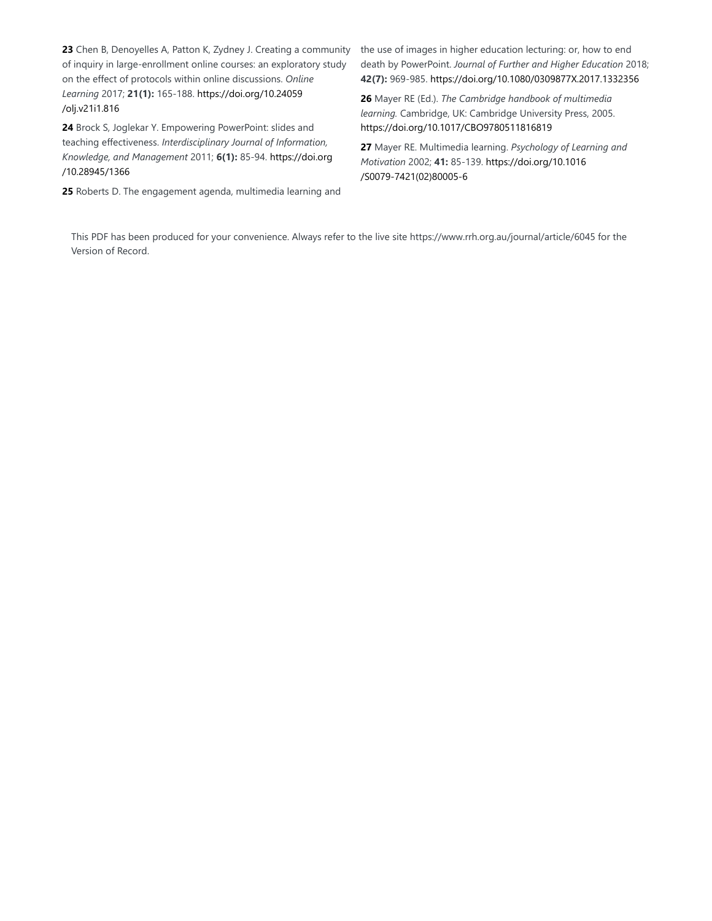**23** Chen B, Denoyelles A, Patton K, Zydney J. Creating a community of inquiry in large-enrollment online courses: an exploratory study on the effect of protocols within online discussions. *Online Learning* 2017; **21(1):** 165-188. https://doi.org/10.24059/olj.v21i1.816

**24** Brock S, Joglekar Y. Empowering PowerPoint: slides and teaching effectiveness. *Interdisciplinary Journal of Information, Knowledge, and Management* 2011; **6(1):** 85-94. https://doi.org/10.28945/1366

**25** Roberts D. The engagement agenda, multimedia learning and the use of images in higher education lecturing: or, how to end death by PowerPoint. *Journal of Further and Higher Education* 2018; **42(7):** 969-985. https://doi.org/10.1080/0309877X.2017.1332356

**26** Mayer RE (Ed.). *The Cambridge handbook of multimedia learning.* Cambridge, UK: Cambridge University Press, 2005. https://doi.org/10.1017/CBO9780511816819

**27** Mayer RE. Multimedia learning. *Psychology of Learning and Motivation* 2002; **41:** 85-139. https://doi.org/10.1016/S0079-7421(02)80005-6

This PDF has been produced for your convenience. Always refer to the live site https://www.rrh.org.au/journal/article/6045 for the Version of Record.